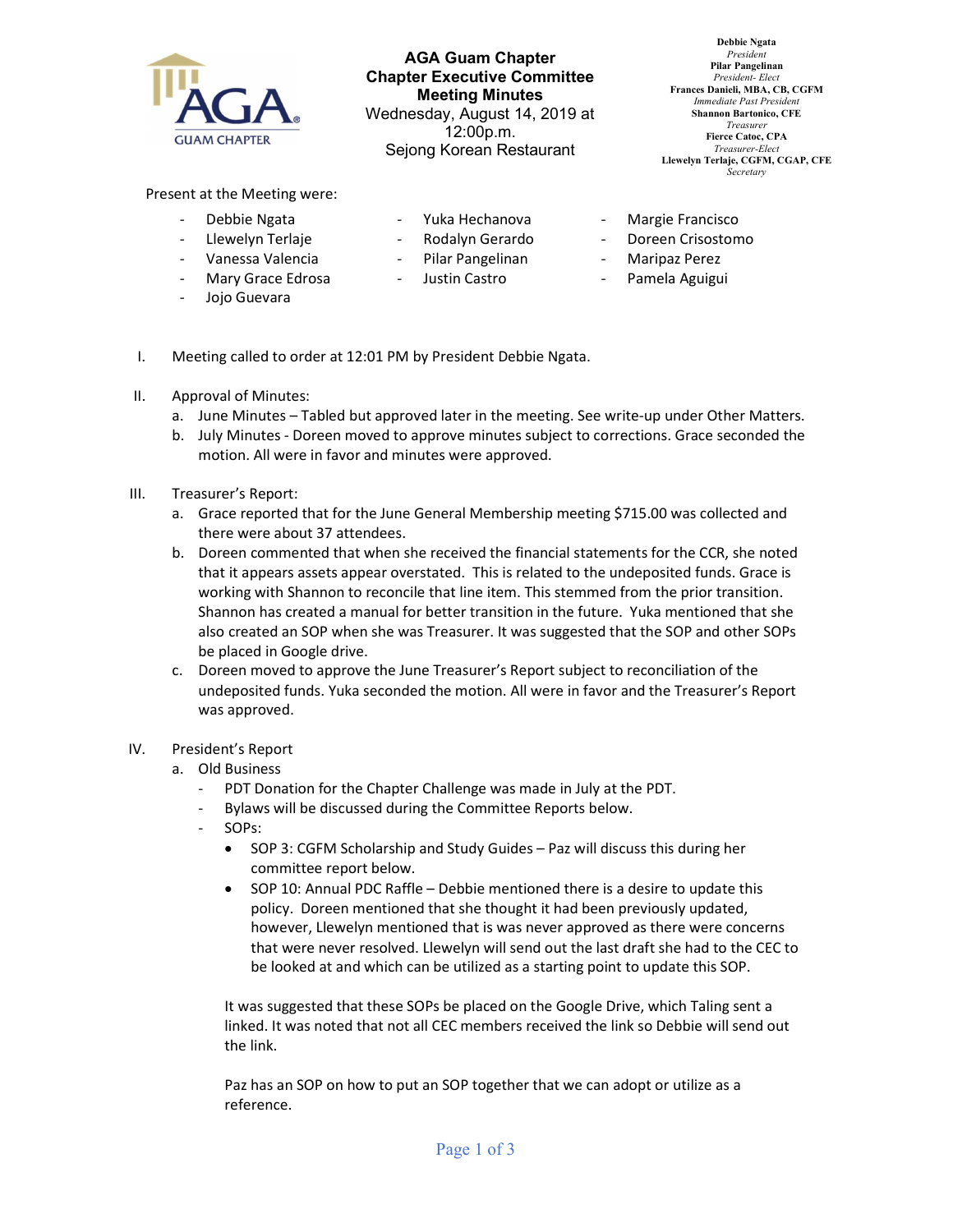# AGA Guam Chapter
## Chapter Executive Committee
## Meeting Minutes
Wednesday, August 14, 2019 at 12:00p.m.
Sejong Korean Restaurant

**Debbie Ngata**
*President*
**Pilar Pangelinan**
*President- Elect*
**Frances Danieli, MBA, CB, CGFM**
*Immediate Past President*
**Shannon Bartonico, CFE**
*Treasurer*
**Fierce Catoc, CPA**
*Treasurer-Elect*
**Llewelyn Terlaje, CGFM, CGAP, CFE**
*Secretary*

Present at the Meeting were:

- Debbie Ngata
- Llewelyn Terlaje
- Vanessa Valencia
- Mary Grace Edrosa
- Jojo Guevara
- Yuka Hechanova
- Rodalyn Gerardo
- Pilar Pangelinan
- Justin Castro
- Margie Francisco
- Doreen Crisostomo
- Maripaz Perez
- Pamela Aguigui

I. Meeting called to order at 12:01 PM by President Debbie Ngata.

II. Approval of Minutes:
   a. June Minutes – Tabled but approved later in the meeting. See write-up under Other Matters.
   b. July Minutes - Doreen moved to approve minutes subject to corrections. Grace seconded the motion. All were in favor and minutes were approved.

III. Treasurer's Report:
   a. Grace reported that for the June General Membership meeting $715.00 was collected and there were about 37 attendees.
   b. Doreen commented that when she received the financial statements for the CCR, she noted that it appears assets appear overstated. This is related to the undeposited funds. Grace is working with Shannon to reconcile that line item. This stemmed from the prior transition. Shannon has created a manual for better transition in the future. Yuka mentioned that she also created an SOP when she was Treasurer. It was suggested that the SOP and other SOPs be placed in Google drive.
   c. Doreen moved to approve the June Treasurer's Report subject to reconciliation of the undeposited funds. Yuka seconded the motion. All were in favor and the Treasurer's Report was approved.

IV. President's Report
   a. Old Business
      - PDT Donation for the Chapter Challenge was made in July at the PDT.
      - Bylaws will be discussed during the Committee Reports below.
      - SOPs:
         - SOP 3: CGFM Scholarship and Study Guides – Paz will discuss this during her committee report below.
         - SOP 10: Annual PDC Raffle – Debbie mentioned there is a desire to update this policy. Doreen mentioned that she thought it had been previously updated, however, Llewelyn mentioned that is was never approved as there were concerns that were never resolved. Llewelyn will send out the last draft she had to the CEC to be looked at and which can be utilized as a starting point to update this SOP.

      It was suggested that these SOPs be placed on the Google Drive, which Taling sent a linked. It was noted that not all CEC members received the link so Debbie will send out the link.

      Paz has an SOP on how to put an SOP together that we can adopt or utilize as a reference.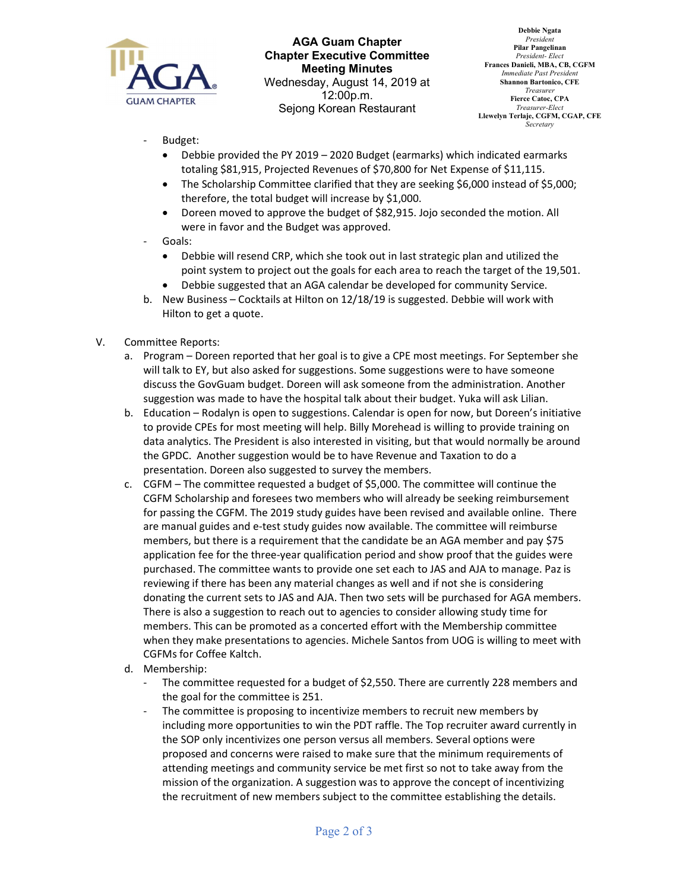- Budget:
  - Debbie provided the PY 2019 – 2020 Budget (earmarks) which indicated earmarks totaling $81,915, Projected Revenues of $70,800 for Net Expense of $11,115.
  - The Scholarship Committee clarified that they are seeking $6,000 instead of $5,000; therefore, the total budget will increase by $1,000.
  - Doreen moved to approve the budget of $82,915. Jojo seconded the motion. All were in favor and the Budget was approved.
- Goals:
  - Debbie will resend CRP, which she took out in last strategic plan and utilized the point system to project out the goals for each area to reach the target of the 19,501.
  - Debbie suggested that an AGA calendar be developed for community Service.

b. New Business – Cocktails at Hilton on 12/18/19 is suggested. Debbie will work with Hilton to get a quote.

V. Committee Reports:

a. Program – Doreen reported that her goal is to give a CPE most meetings. For September she will talk to EY, but also asked for suggestions. Some suggestions were to have someone discuss the GovGuam budget. Doreen will ask someone from the administration. Another suggestion was made to have the hospital talk about their budget. Yuka will ask Lilian.

b. Education – Rodalyn is open to suggestions. Calendar is open for now, but Doreen's initiative to provide CPEs for most meeting will help. Billy Morehead is willing to provide training on data analytics. The President is also interested in visiting, but that would normally be around the GPDC. Another suggestion would be to have Revenue and Taxation to do a presentation. Doreen also suggested to survey the members.

c. CGFM – The committee requested a budget of $5,000. The committee will continue the CGFM Scholarship and foresees two members who will already be seeking reimbursement for passing the CGFM. The 2019 study guides have been revised and available online. There are manual guides and e-test study guides now available. The committee will reimburse members, but there is a requirement that the candidate be an AGA member and pay $75 application fee for the three-year qualification period and show proof that the guides were purchased. The committee wants to provide one set each to JAS and AJA to manage. Paz is reviewing if there has been any material changes as well and if not she is considering donating the current sets to JAS and AJA. Then two sets will be purchased for AGA members. There is also a suggestion to reach out to agencies to consider allowing study time for members. This can be promoted as a concerted effort with the Membership committee when they make presentations to agencies. Michele Santos from UOG is willing to meet with CGFMs for Coffee Kaltch.

d. Membership:
- The committee requested for a budget of $2,550. There are currently 228 members and the goal for the committee is 251.
- The committee is proposing to incentivize members to recruit new members by including more opportunities to win the PDT raffle. The Top recruiter award currently in the SOP only incentivizes one person versus all members. Several options were proposed and concerns were raised to make sure that the minimum requirements of attending meetings and community service be met first so not to take away from the mission of the organization. A suggestion was to approve the concept of incentivizing the recruitment of new members subject to the committee establishing the details.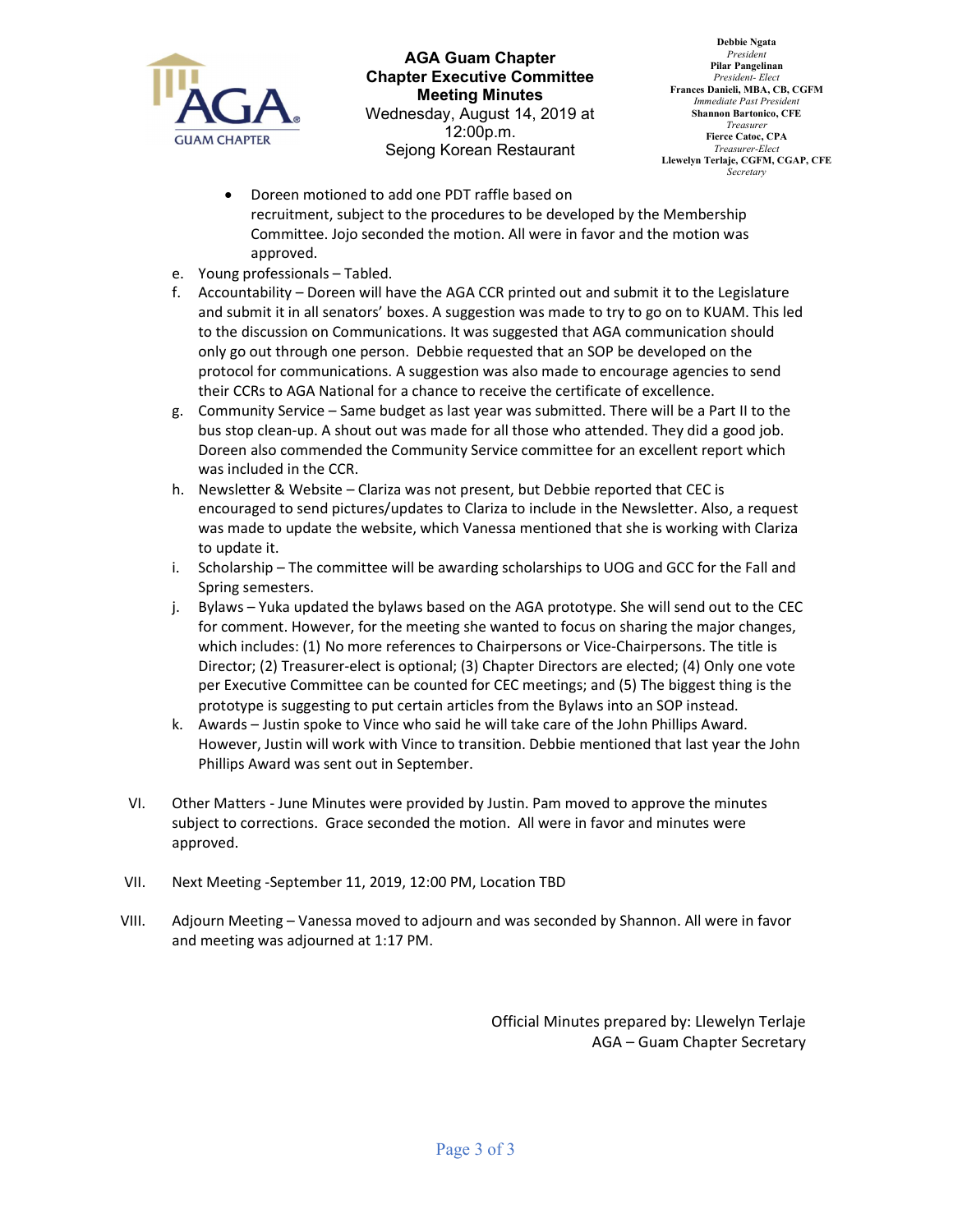- Doreen motioned to add one PDT raffle based on recruitment, subject to the procedures to be developed by the Membership Committee. Jojo seconded the motion. All were in favor and the motion was approved.

e. Young professionals – Tabled.

f. Accountability – Doreen will have the AGA CCR printed out and submit it to the Legislature and submit it in all senators' boxes. A suggestion was made to try to go on to KUAM. This led to the discussion on Communications. It was suggested that AGA communication should only go out through one person. Debbie requested that an SOP be developed on the protocol for communications. A suggestion was also made to encourage agencies to send their CCRs to AGA National for a chance to receive the certificate of excellence.

g. Community Service – Same budget as last year was submitted. There will be a Part II to the bus stop clean-up. A shout out was made for all those who attended. They did a good job. Doreen also commended the Community Service committee for an excellent report which was included in the CCR.

h. Newsletter & Website – Clariza was not present, but Debbie reported that CEC is encouraged to send pictures/updates to Clariza to include in the Newsletter. Also, a request was made to update the website, which Vanessa mentioned that she is working with Clariza to update it.

i. Scholarship – The committee will be awarding scholarships to UOG and GCC for the Fall and Spring semesters.

j. Bylaws – Yuka updated the bylaws based on the AGA prototype. She will send out to the CEC for comment. However, for the meeting she wanted to focus on sharing the major changes, which includes: (1) No more references to Chairpersons or Vice-Chairpersons. The title is Director; (2) Treasurer-elect is optional; (3) Chapter Directors are elected; (4) Only one vote per Executive Committee can be counted for CEC meetings; and (5) The biggest thing is the prototype is suggesting to put certain articles from the Bylaws into an SOP instead.

k. Awards – Justin spoke to Vince who said he will take care of the John Phillips Award. However, Justin will work with Vince to transition. Debbie mentioned that last year the John Phillips Award was sent out in September.

VI. Other Matters - June Minutes were provided by Justin. Pam moved to approve the minutes subject to corrections. Grace seconded the motion. All were in favor and minutes were approved.

VII. Next Meeting -September 11, 2019, 12:00 PM, Location TBD

VIII. Adjourn Meeting – Vanessa moved to adjourn and was seconded by Shannon. All were in favor and meeting was adjourned at 1:17 PM.

Official Minutes prepared by: Llewelyn Terlaje
AGA – Guam Chapter Secretary